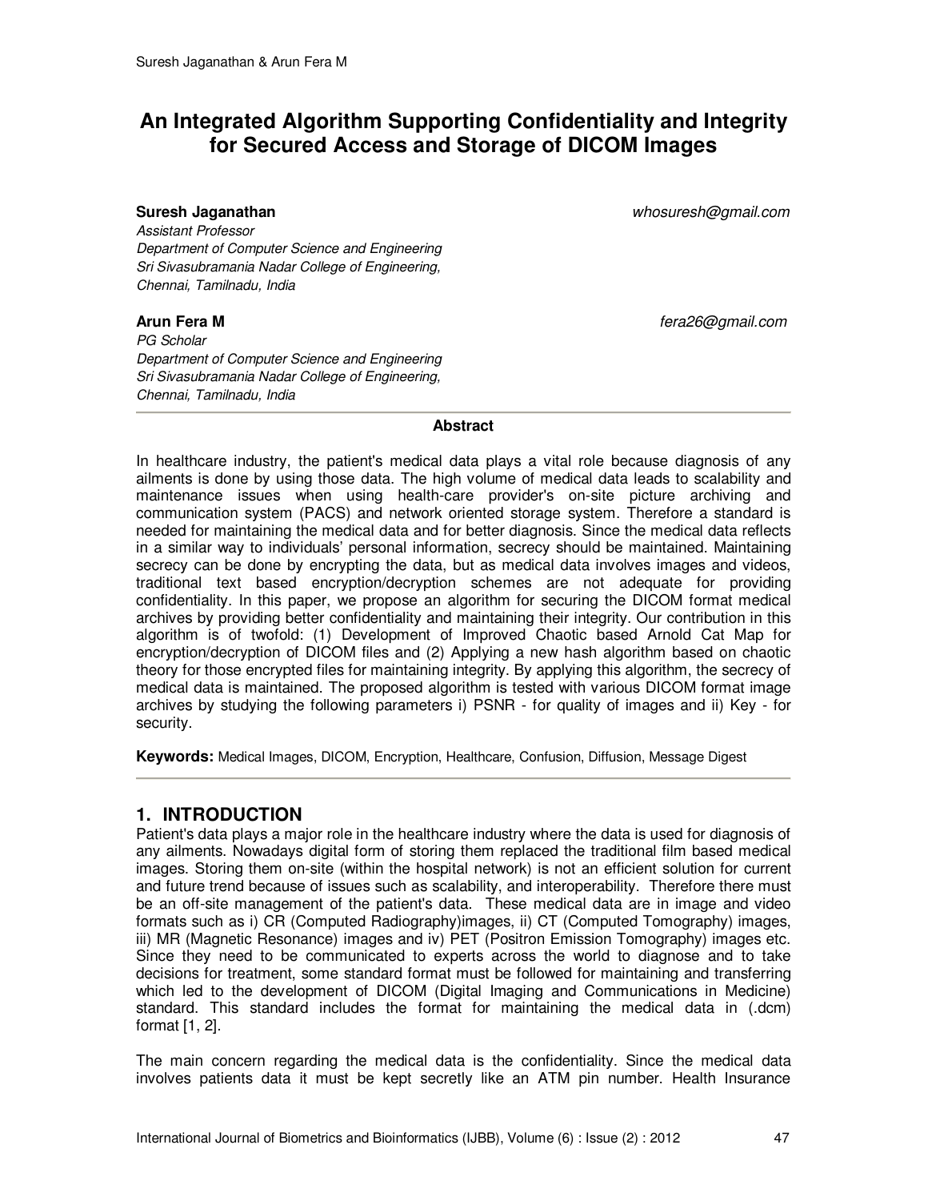# An Integrated Algorithm Supporting Confidentiality and Integrity for Secured Access and Storage of DICOM Images

**Suresh Jaganathan** *whosuresh@gmail.com*
*Assistant Professor*
*Department of Computer Science and Engineering*
*Sri Sivasubramania Nadar College of Engineering,*
*Chennai, Tamilnadu, India*

**Arun Fera M** *fera26@gmail.com*
*PG Scholar*
*Department of Computer Science and Engineering*
*Sri Sivasubramania Nadar College of Engineering,*
*Chennai, Tamilnadu, India*

---

**Abstract**

In healthcare industry, the patient's medical data plays a vital role because diagnosis of any ailments is done by using those data. The high volume of medical data leads to scalability and maintenance issues when using health-care provider's on-site picture archiving and communication system (PACS) and network oriented storage system. Therefore a standard is needed for maintaining the medical data and for better diagnosis. Since the medical data reflects in a similar way to individuals' personal information, secrecy should be maintained. Maintaining secrecy can be done by encrypting the data, but as medical data involves images and videos, traditional text based encryption/decryption schemes are not adequate for providing confidentiality. In this paper, we propose an algorithm for securing the DICOM format medical archives by providing better confidentiality and maintaining their integrity. Our contribution in this algorithm is of twofold: (1) Development of Improved Chaotic based Arnold Cat Map for encryption/decryption of DICOM files and (2) Applying a new hash algorithm based on chaotic theory for those encrypted files for maintaining integrity. By applying this algorithm, the secrecy of medical data is maintained. The proposed algorithm is tested with various DICOM format image archives by studying the following parameters i) PSNR - for quality of images and ii) Key - for security.

**Keywords:** Medical Images, DICOM, Encryption, Healthcare, Confusion, Diffusion, Message Digest

---

## 1. INTRODUCTION

Patient's data plays a major role in the healthcare industry where the data is used for diagnosis of any ailments. Nowadays digital form of storing them replaced the traditional film based medical images. Storing them on-site (within the hospital network) is not an efficient solution for current and future trend because of issues such as scalability, and interoperability. Therefore there must be an off-site management of the patient's data. These medical data are in image and video formats such as i) CR (Computed Radiography)images, ii) CT (Computed Tomography) images, iii) MR (Magnetic Resonance) images and iv) PET (Positron Emission Tomography) images etc. Since they need to be communicated to experts across the world to diagnose and to take decisions for treatment, some standard format must be followed for maintaining and transferring which led to the development of DICOM (Digital Imaging and Communications in Medicine) standard. This standard includes the format for maintaining the medical data in (.dcm) format [1, 2].

The main concern regarding the medical data is the confidentiality. Since the medical data involves patients data it must be kept secretly like an ATM pin number. Health Insurance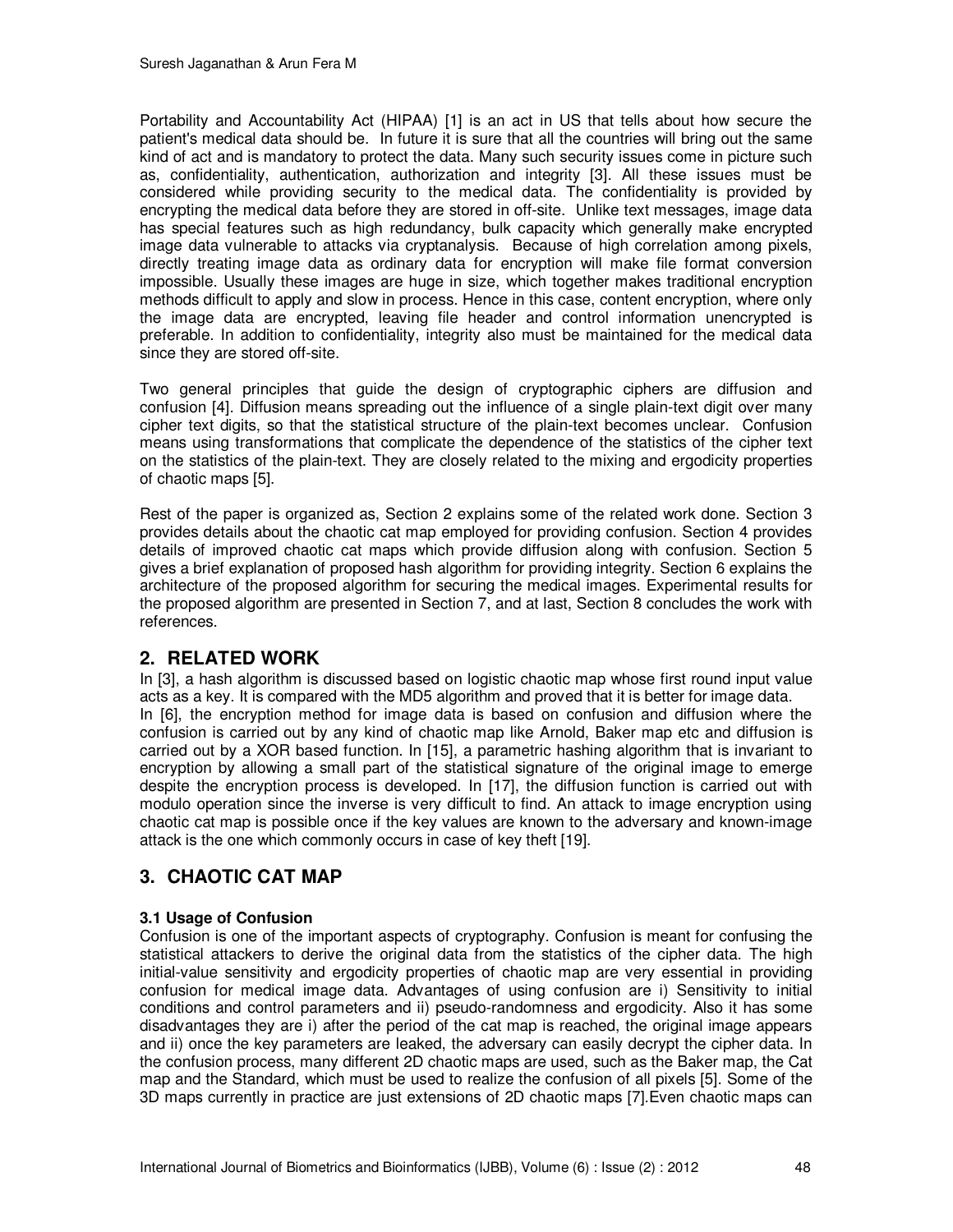Portability and Accountability Act (HIPAA) [1] is an act in US that tells about how secure the patient's medical data should be. In future it is sure that all the countries will bring out the same kind of act and is mandatory to protect the data. Many such security issues come in picture such as, confidentiality, authentication, authorization and integrity [3]. All these issues must be considered while providing security to the medical data. The confidentiality is provided by encrypting the medical data before they are stored in off-site. Unlike text messages, image data has special features such as high redundancy, bulk capacity which generally make encrypted image data vulnerable to attacks via cryptanalysis. Because of high correlation among pixels, directly treating image data as ordinary data for encryption will make file format conversion impossible. Usually these images are huge in size, which together makes traditional encryption methods difficult to apply and slow in process. Hence in this case, content encryption, where only the image data are encrypted, leaving file header and control information unencrypted is preferable. In addition to confidentiality, integrity also must be maintained for the medical data since they are stored off-site.

Two general principles that guide the design of cryptographic ciphers are diffusion and confusion [4]. Diffusion means spreading out the influence of a single plain-text digit over many cipher text digits, so that the statistical structure of the plain-text becomes unclear. Confusion means using transformations that complicate the dependence of the statistics of the cipher text on the statistics of the plain-text. They are closely related to the mixing and ergodicity properties of chaotic maps [5].

Rest of the paper is organized as, Section 2 explains some of the related work done. Section 3 provides details about the chaotic cat map employed for providing confusion. Section 4 provides details of improved chaotic cat maps which provide diffusion along with confusion. Section 5 gives a brief explanation of proposed hash algorithm for providing integrity. Section 6 explains the architecture of the proposed algorithm for securing the medical images. Experimental results for the proposed algorithm are presented in Section 7, and at last, Section 8 concludes the work with references.

## 2. RELATED WORK

In [3], a hash algorithm is discussed based on logistic chaotic map whose first round input value acts as a key. It is compared with the MD5 algorithm and proved that it is better for image data.
In [6], the encryption method for image data is based on confusion and diffusion where the confusion is carried out by any kind of chaotic map like Arnold, Baker map etc and diffusion is carried out by a XOR based function. In [15], a parametric hashing algorithm that is invariant to encryption by allowing a small part of the statistical signature of the original image to emerge despite the encryption process is developed. In [17], the diffusion function is carried out with modulo operation since the inverse is very difficult to find. An attack to image encryption using chaotic cat map is possible once if the key values are known to the adversary and known-image attack is the one which commonly occurs in case of key theft [19].

## 3. CHAOTIC CAT MAP

### 3.1 Usage of Confusion

Confusion is one of the important aspects of cryptography. Confusion is meant for confusing the statistical attackers to derive the original data from the statistics of the cipher data. The high initial-value sensitivity and ergodicity properties of chaotic map are very essential in providing confusion for medical image data. Advantages of using confusion are i) Sensitivity to initial conditions and control parameters and ii) pseudo-randomness and ergodicity. Also it has some disadvantages they are i) after the period of the cat map is reached, the original image appears and ii) once the key parameters are leaked, the adversary can easily decrypt the cipher data. In the confusion process, many different 2D chaotic maps are used, such as the Baker map, the Cat map and the Standard, which must be used to realize the confusion of all pixels [5]. Some of the 3D maps currently in practice are just extensions of 2D chaotic maps [7].Even chaotic maps can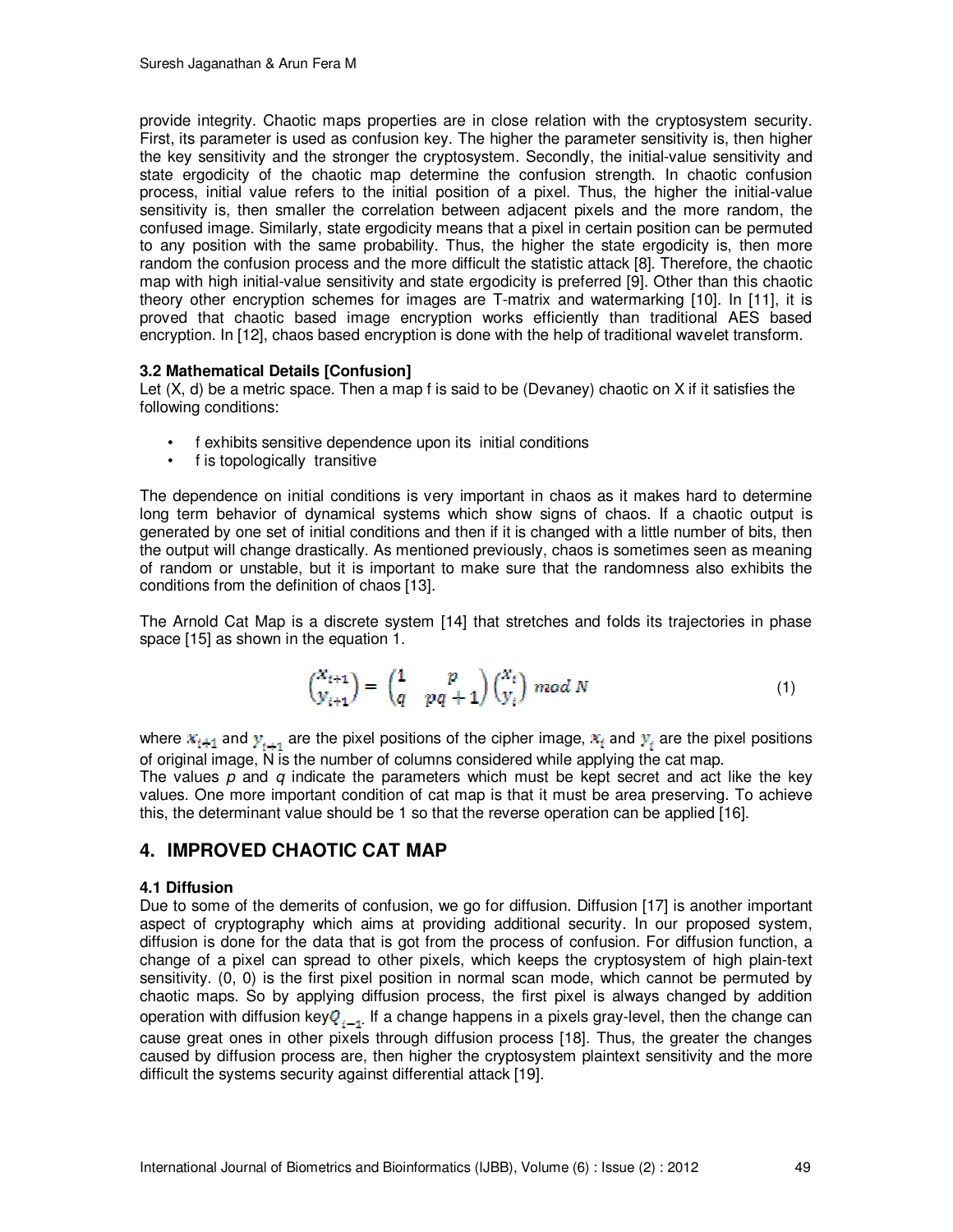provide integrity. Chaotic maps properties are in close relation with the cryptosystem security. First, its parameter is used as confusion key. The higher the parameter sensitivity is, then higher the key sensitivity and the stronger the cryptosystem. Secondly, the initial-value sensitivity and state ergodicity of the chaotic map determine the confusion strength. In chaotic confusion process, initial value refers to the initial position of a pixel. Thus, the higher the initial-value sensitivity is, then smaller the correlation between adjacent pixels and the more random, the confused image. Similarly, state ergodicity means that a pixel in certain position can be permuted to any position with the same probability. Thus, the higher the state ergodicity is, then more random the confusion process and the more difficult the statistic attack [8]. Therefore, the chaotic map with high initial-value sensitivity and state ergodicity is preferred [9]. Other than this chaotic theory other encryption schemes for images are T-matrix and watermarking [10]. In [11], it is proved that chaotic based image encryption works efficiently than traditional AES based encryption. In [12], chaos based encryption is done with the help of traditional wavelet transform.

### 3.2 Mathematical Details [Confusion]

Let (X, d) be a metric space. Then a map f is said to be (Devaney) chaotic on X if it satisfies the following conditions:

- f exhibits sensitive dependence upon its initial conditions
- f is topologically transitive

The dependence on initial conditions is very important in chaos as it makes hard to determine long term behavior of dynamical systems which show signs of chaos. If a chaotic output is generated by one set of initial conditions and then if it is changed with a little number of bits, then the output will change drastically. As mentioned previously, chaos is sometimes seen as meaning of random or unstable, but it is important to make sure that the randomness also exhibits the conditions from the definition of chaos [13].

The Arnold Cat Map is a discrete system [14] that stretches and folds its trajectories in phase space [15] as shown in the equation 1.

$$\begin{pmatrix} x_{i+1} \\ y_{i+1} \end{pmatrix} = \begin{pmatrix} 1 & p \\ q & pq+1 \end{pmatrix} \begin{pmatrix} x_i \\ y_i \end{pmatrix} \bmod N \tag{1}$$

where $x_{i+1}$ and $y_{i+1}$ are the pixel positions of the cipher image, $x_i$ and $y_i$ are the pixel positions of original image, N is the number of columns considered while applying the cat map.
The values *p* and *q* indicate the parameters which must be kept secret and act like the key values. One more important condition of cat map is that it must be area preserving. To achieve this, the determinant value should be 1 so that the reverse operation can be applied [16].

## 4. IMPROVED CHAOTIC CAT MAP

### 4.1 Diffusion

Due to some of the demerits of confusion, we go for diffusion. Diffusion [17] is another important aspect of cryptography which aims at providing additional security. In our proposed system, diffusion is done for the data that is got from the process of confusion. For diffusion function, a change of a pixel can spread to other pixels, which keeps the cryptosystem of high plain-text sensitivity. (0, 0) is the first pixel position in normal scan mode, which cannot be permuted by chaotic maps. So by applying diffusion process, the first pixel is always changed by addition operation with diffusion key $Q_{i-1}$. If a change happens in a pixels gray-level, then the change can cause great ones in other pixels through diffusion process [18]. Thus, the greater the changes caused by diffusion process are, then higher the cryptosystem plaintext sensitivity and the more difficult the systems security against differential attack [19].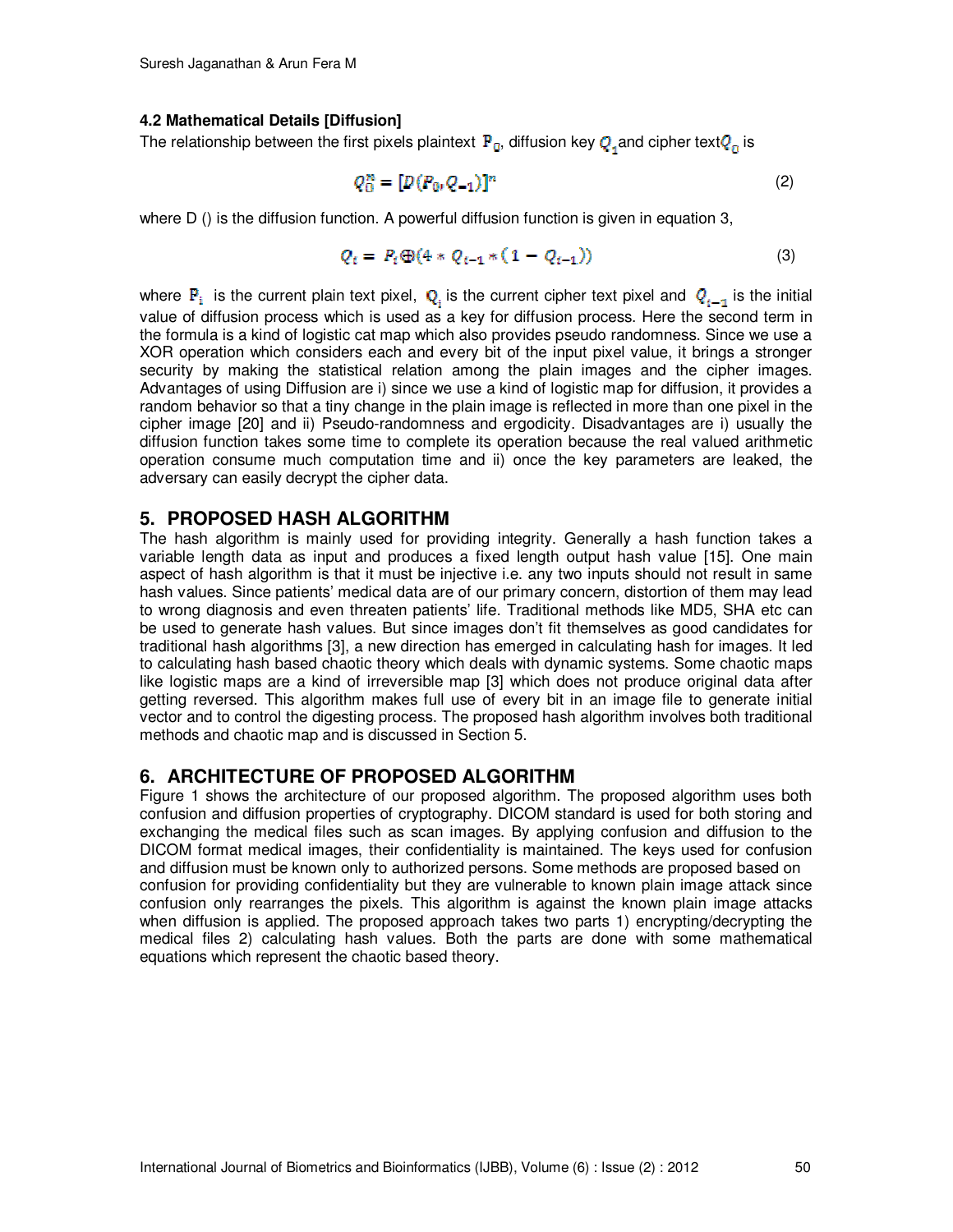### 4.2 Mathematical Details [Diffusion]

The relationship between the first pixels plaintext $P_0$, diffusion key $Q_1$ and cipher text $Q_0$ is

$$Q_0^n = [D(P_0, Q_{-1})]^n \tag{2}$$

where D () is the diffusion function. A powerful diffusion function is given in equation 3,

$$Q_i = P_i \oplus (4 * Q_{i-1} * (1 - Q_{i-1})) \tag{3}$$

where $P_i$ is the current plain text pixel, $Q_i$ is the current cipher text pixel and $Q_{i-1}$ is the initial value of diffusion process which is used as a key for diffusion process. Here the second term in the formula is a kind of logistic cat map which also provides pseudo randomness. Since we use a XOR operation which considers each and every bit of the input pixel value, it brings a stronger security by making the statistical relation among the plain images and the cipher images. Advantages of using Diffusion are i) since we use a kind of logistic map for diffusion, it provides a random behavior so that a tiny change in the plain image is reflected in more than one pixel in the cipher image [20] and ii) Pseudo-randomness and ergodicity. Disadvantages are i) usually the diffusion function takes some time to complete its operation because the real valued arithmetic operation consume much computation time and ii) once the key parameters are leaked, the adversary can easily decrypt the cipher data.

## 5. PROPOSED HASH ALGORITHM

The hash algorithm is mainly used for providing integrity. Generally a hash function takes a variable length data as input and produces a fixed length output hash value [15]. One main aspect of hash algorithm is that it must be injective i.e. any two inputs should not result in same hash values. Since patients' medical data are of our primary concern, distortion of them may lead to wrong diagnosis and even threaten patients' life. Traditional methods like MD5, SHA etc can be used to generate hash values. But since images don't fit themselves as good candidates for traditional hash algorithms [3], a new direction has emerged in calculating hash for images. It led to calculating hash based chaotic theory which deals with dynamic systems. Some chaotic maps like logistic maps are a kind of irreversible map [3] which does not produce original data after getting reversed. This algorithm makes full use of every bit in an image file to generate initial vector and to control the digesting process. The proposed hash algorithm involves both traditional methods and chaotic map and is discussed in Section 5.

## 6. ARCHITECTURE OF PROPOSED ALGORITHM

Figure 1 shows the architecture of our proposed algorithm. The proposed algorithm uses both confusion and diffusion properties of cryptography. DICOM standard is used for both storing and exchanging the medical files such as scan images. By applying confusion and diffusion to the DICOM format medical images, their confidentiality is maintained. The keys used for confusion and diffusion must be known only to authorized persons. Some methods are proposed based on confusion for providing confidentiality but they are vulnerable to known plain image attack since confusion only rearranges the pixels. This algorithm is against the known plain image attacks when diffusion is applied. The proposed approach takes two parts 1) encrypting/decrypting the medical files 2) calculating hash values. Both the parts are done with some mathematical equations which represent the chaotic based theory.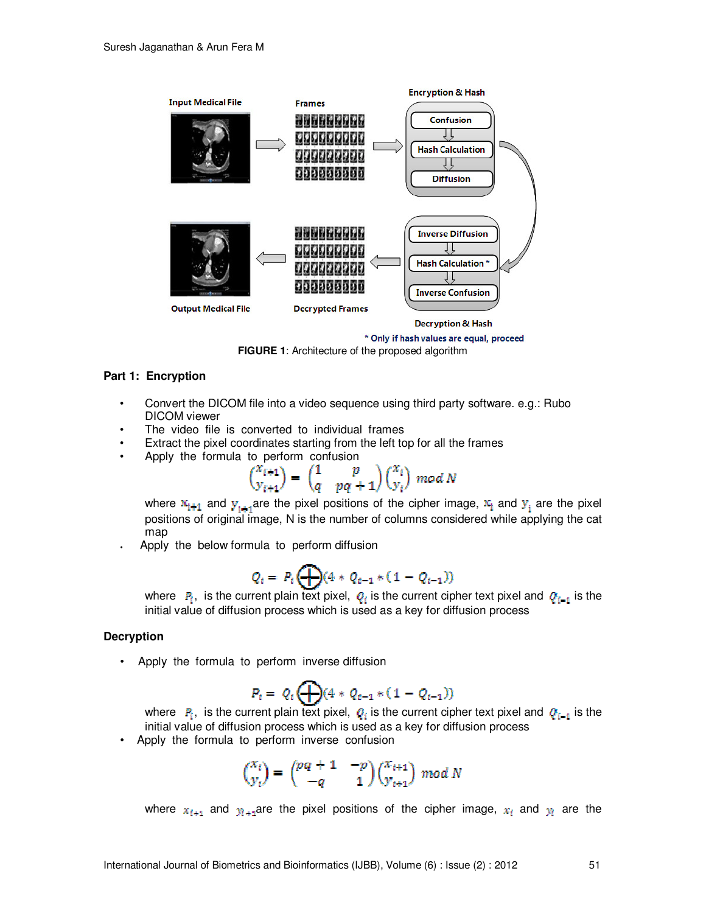FIGURE 1: Architecture of the proposed algorithm

**Part 1: Encryption**

- Convert the DICOM file into a video sequence using third party software. e.g.: Rubo DICOM viewer
- The video file is converted to individual frames
- Extract the pixel coordinates starting from the left top for all the frames
- Apply the formula to perform confusion

$$\begin{pmatrix} x_{i+1} \\ y_{i+1} \end{pmatrix} = \begin{pmatrix} 1 & p \\ q & pq+1 \end{pmatrix} \begin{pmatrix} x_i \\ y_i \end{pmatrix} \bmod N$$

where $x_{i+1}$ and $y_{i+1}$ are the pixel positions of the cipher image, $x_i$ and $y_i$ are the pixel positions of original image, N is the number of columns considered while applying the cat map

- Apply the below formula to perform diffusion

$$Q_i = P_i \bigoplus (4 * Q_{i-1} * (1 - Q_{i-1}))$$

where $P_i$, is the current plain text pixel, $Q_i$ is the current cipher text pixel and $Q_{i-1}$ is the initial value of diffusion process which is used as a key for diffusion process

**Decryption**

- Apply the formula to perform inverse diffusion

$$P_i = Q_i \bigoplus (4 * Q_{i-1} * (1 - Q_{i-1}))$$

where $P_i$, is the current plain text pixel, $Q_i$ is the current cipher text pixel and $Q_{i-1}$ is the initial value of diffusion process which is used as a key for diffusion process

- Apply the formula to perform inverse confusion

$$\begin{pmatrix} x_i \\ y_i \end{pmatrix} = \begin{pmatrix} pq+1 & -p \\ -q & 1 \end{pmatrix} \begin{pmatrix} x_{i+1} \\ y_{i+1} \end{pmatrix} \bmod N$$

where $x_{i+1}$ and $y_{i+1}$ are the pixel positions of the cipher image, $x_i$ and $y_i$ are the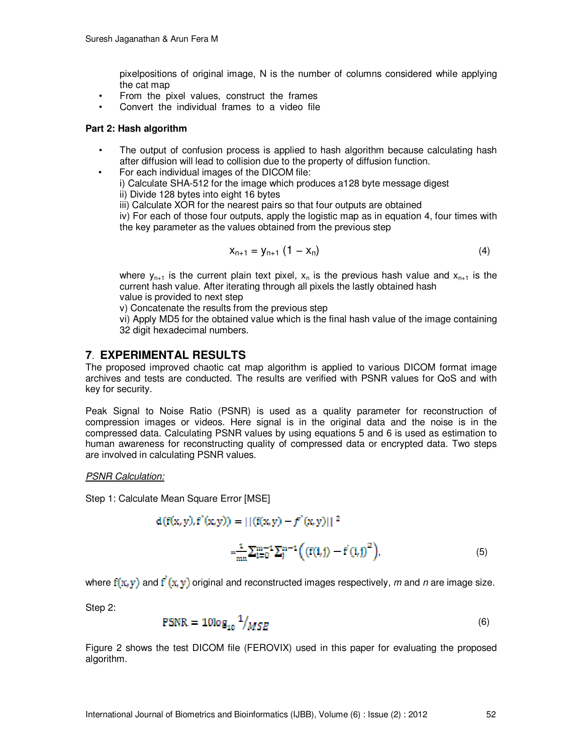pixelpositions of original image, N is the number of columns considered while applying the cat map

- From the pixel values, construct the frames
- Convert the individual frames to a video file

**Part 2: Hash algorithm**

- The output of confusion process is applied to hash algorithm because calculating hash after diffusion will lead to collision due to the property of diffusion function.
- For each individual images of the DICOM file:
  i) Calculate SHA-512 for the image which produces a128 byte message digest
  ii) Divide 128 bytes into eight 16 bytes
  iii) Calculate XOR for the nearest pairs so that four outputs are obtained
  iv) For each of those four outputs, apply the logistic map as in equation 4, four times with the key parameter as the values obtained from the previous step

$$x_{n+1} = y_{n+1}\,(1 - x_n) \tag{4}$$

where $y_{n+1}$ is the current plain text pixel, $x_n$ is the previous hash value and $x_{n+1}$ is the current hash value. After iterating through all pixels the lastly obtained hash value is provided to next step
v) Concatenate the results from the previous step
vi) Apply MD5 for the obtained value which is the final hash value of the image containing 32 digit hexadecimal numbers.

## 7. EXPERIMENTAL RESULTS

The proposed improved chaotic cat map algorithm is applied to various DICOM format image archives and tests are conducted. The results are verified with PSNR values for QoS and with key for security.

Peak Signal to Noise Ratio (PSNR) is used as a quality parameter for reconstruction of compression images or videos. Here signal is in the original data and the noise is in the compressed data. Calculating PSNR values by using equations 5 and 6 is used as estimation to human awareness for reconstructing quality of compressed data or encrypted data. Two steps are involved in calculating PSNR values.

PSNR Calculation:

Step 1: Calculate Mean Square Error [MSE]

$$d(f(x,y), f^{*}(x,y)) = ||(f(x,y) - f^{*}(x,y)||^{2}$$

$$= \frac{1}{mn}\sum_{i=0}^{m-1}\sum_{j}^{n-1}\left((f(i,j) - f^{*}(i,j)^{2}\right), \tag{5}$$

where $f(x,y)$ and $f^{*}(x,y)$ original and reconstructed images respectively, *m* and *n* are image size.

Step 2:

$$\text{PSNR} = 10\log_{10} {}^{1}/_{MSE} \tag{6}$$

Figure 2 shows the test DICOM file (FEROVIX) used in this paper for evaluating the proposed algorithm.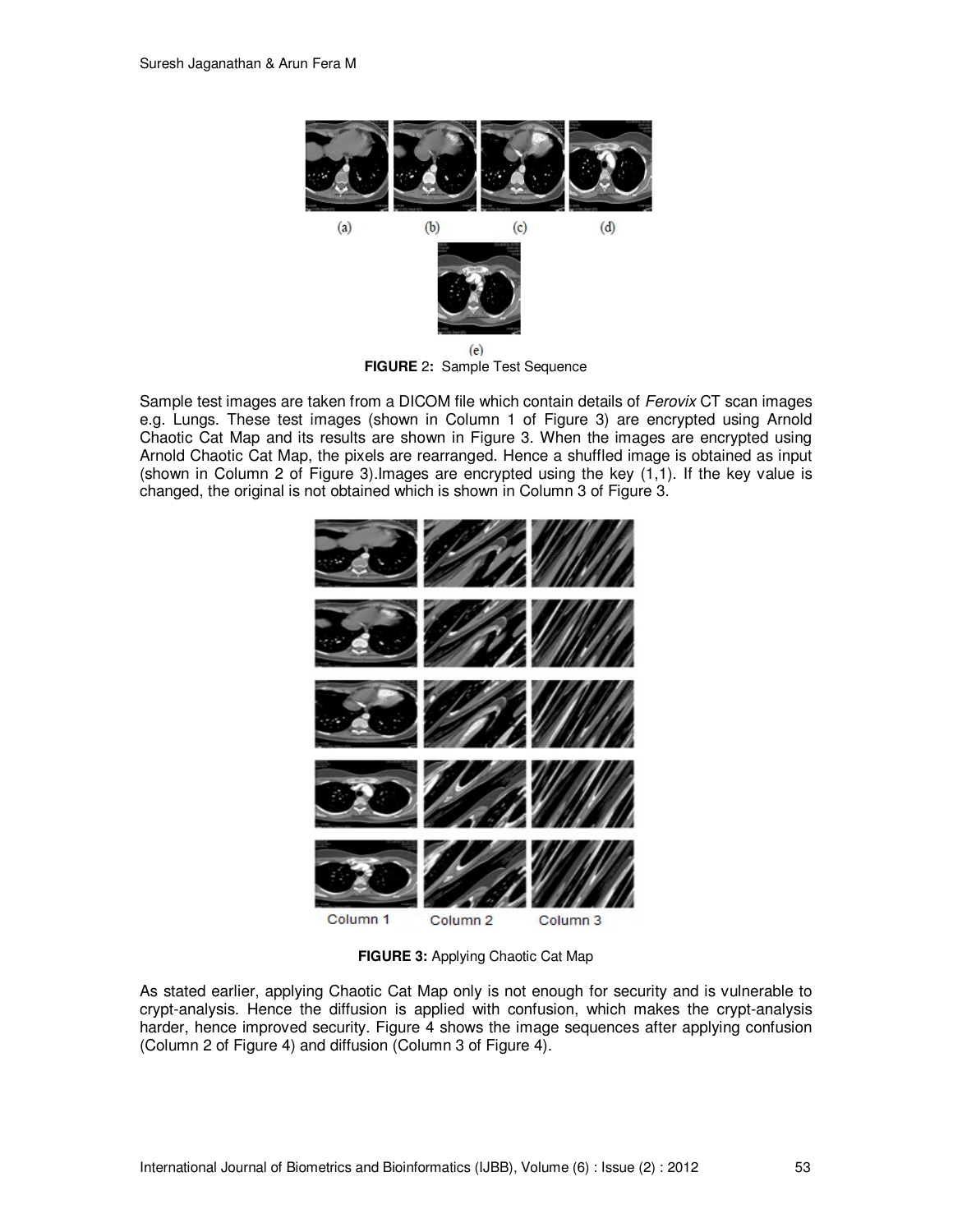**FIGURE 2:** Sample Test Sequence

Sample test images are taken from a DICOM file which contain details of *Ferovix* CT scan images e.g. Lungs. These test images (shown in Column 1 of Figure 3) are encrypted using Arnold Chaotic Cat Map and its results are shown in Figure 3. When the images are encrypted using Arnold Chaotic Cat Map, the pixels are rearranged. Hence a shuffled image is obtained as input (shown in Column 2 of Figure 3).Images are encrypted using the key (1,1). If the key value is changed, the original is not obtained which is shown in Column 3 of Figure 3.

**FIGURE 3:** Applying Chaotic Cat Map

As stated earlier, applying Chaotic Cat Map only is not enough for security and is vulnerable to crypt-analysis. Hence the diffusion is applied with confusion, which makes the crypt-analysis harder, hence improved security. Figure 4 shows the image sequences after applying confusion (Column 2 of Figure 4) and diffusion (Column 3 of Figure 4).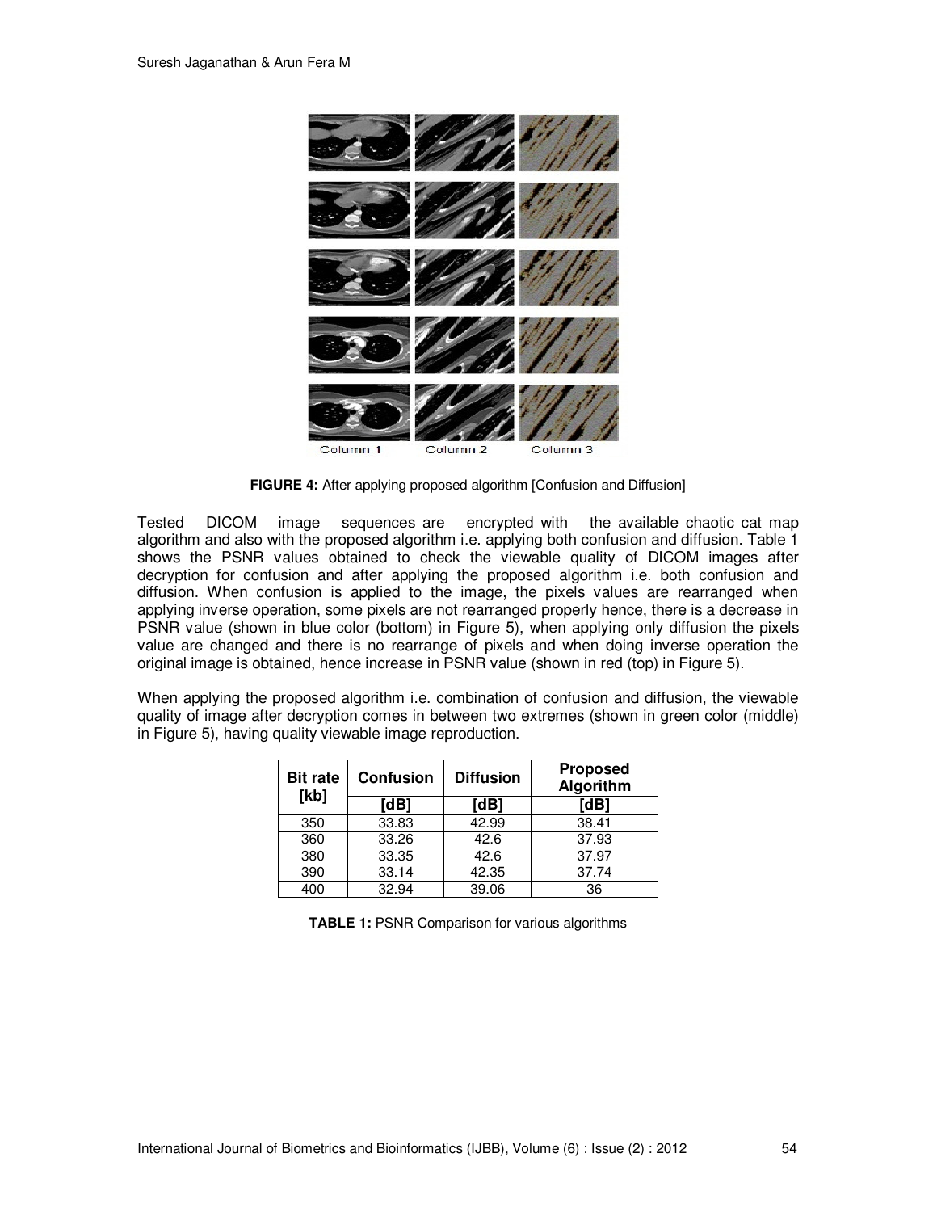FIGURE 4: After applying proposed algorithm [Confusion and Diffusion]

Tested DICOM image sequences are encrypted with the available chaotic cat map algorithm and also with the proposed algorithm i.e. applying both confusion and diffusion. Table 1 shows the PSNR values obtained to check the viewable quality of DICOM images after decryption for confusion and after applying the proposed algorithm i.e. both confusion and diffusion. When confusion is applied to the image, the pixels values are rearranged when applying inverse operation, some pixels are not rearranged properly hence, there is a decrease in PSNR value (shown in blue color (bottom) in Figure 5), when applying only diffusion the pixels value are changed and there is no rearrange of pixels and when doing inverse operation the original image is obtained, hence increase in PSNR value (shown in red (top) in Figure 5).

When applying the proposed algorithm i.e. combination of confusion and diffusion, the viewable quality of image after decryption comes in between two extremes (shown in green color (middle) in Figure 5), having quality viewable image reproduction.

| Bit rate [kb] | Confusion | Diffusion | Proposed Algorithm |
|---|---|---|---|
| | [dB] | [dB] | [dB] |
| 350 | 33.83 | 42.99 | 38.41 |
| 360 | 33.26 | 42.6 | 37.93 |
| 380 | 33.35 | 42.6 | 37.97 |
| 390 | 33.14 | 42.35 | 37.74 |
| 400 | 32.94 | 39.06 | 36 |

**TABLE 1:** PSNR Comparison for various algorithms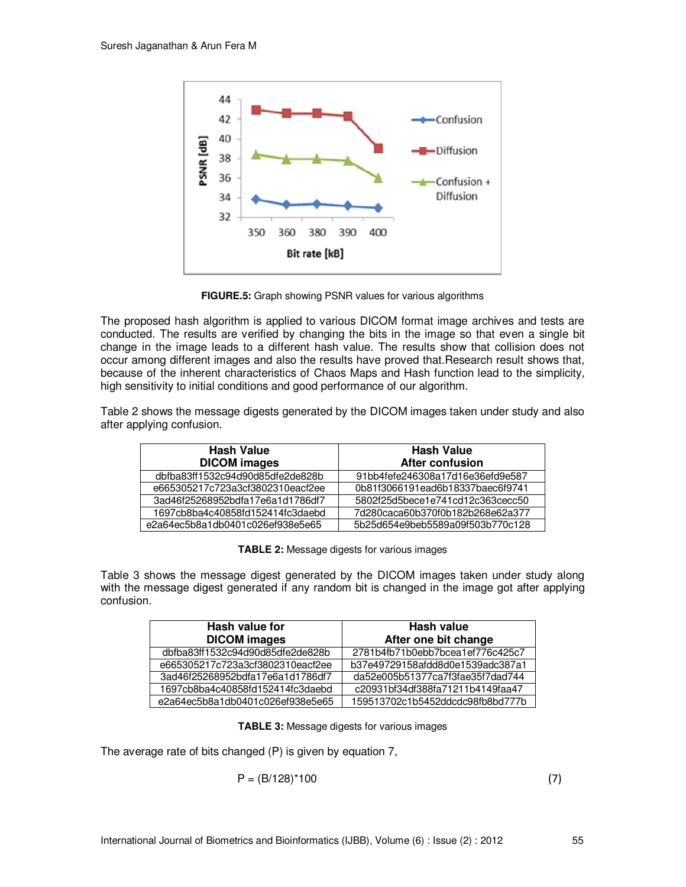**FIGURE.5:** Graph showing PSNR values for various algorithms

The proposed hash algorithm is applied to various DICOM format image archives and tests are conducted. The results are verified by changing the bits in the image so that even a single bit change in the image leads to a different hash value. The results show that collision does not occur among different images and also the results have proved that.Research result shows that, because of the inherent characteristics of Chaos Maps and Hash function lead to the simplicity, high sensitivity to initial conditions and good performance of our algorithm.

Table 2 shows the message digests generated by the DICOM images taken under study and also after applying confusion.

| Hash Value DICOM images | Hash Value After confusion |
|---|---|
| dbfba83ff1532c94d90d85dfe2de828b | 91bb4fefe246308a17d16e36efd9e587 |
| e665305217c723a3cf3802310eacf2ee | 0b81f3066191ead6b18337baec6f9741 |
| 3ad46f25268952bdfa17e6a1d1786df7 | 5802f25d5bece1e741cd12c363cecc50 |
| 1697cb8ba4c40858fd152414fc3daebd | 7d280caca60b370f0b182b268e62a377 |
| e2a64ec5b8a1db0401c026ef938e5e65 | 5b25d654e9beb5589a09f503b770c128 |

**TABLE 2:** Message digests for various images

Table 3 shows the message digest generated by the DICOM images taken under study along with the message digest generated if any random bit is changed in the image got after applying confusion.

| Hash value for DICOM images | Hash value After one bit change |
|---|---|
| dbfba83ff1532c94d90d85dfe2de828b | 2781b4fb71b0ebb7bcea1ef776c425c7 |
| e665305217c723a3cf3802310eacf2ee | b37e49729158afdd8d0e1539adc387a1 |
| 3ad46f25268952bdfa17e6a1d1786df7 | da52e005b51377ca7f3fae35f7dad744 |
| 1697cb8ba4c40858fd152414fc3daebd | c20931bf34df388fa71211b4149faa47 |
| e2a64ec5b8a1db0401c026ef938e5e65 | 159513702c1b5452ddcdc98fb8bd777b |

**TABLE 3:** Message digests for various images

The average rate of bits changed (P) is given by equation 7,

$$P = (B/128)*100 \tag{7}$$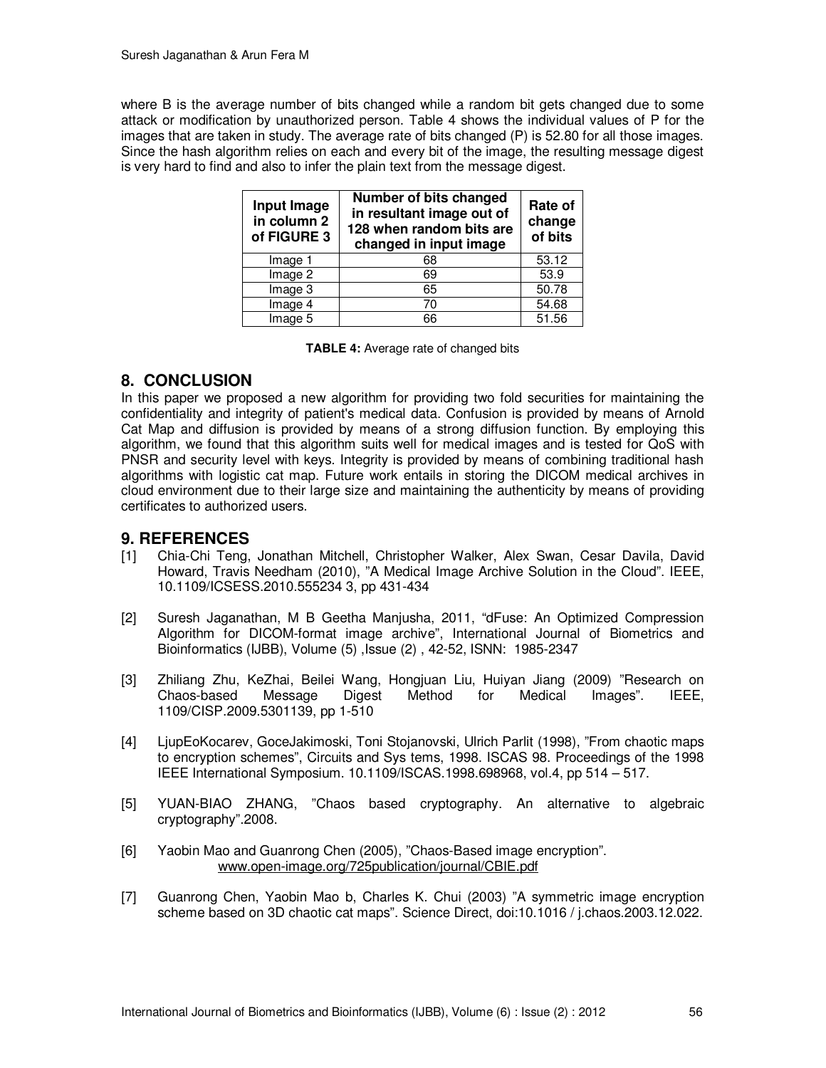where B is the average number of bits changed while a random bit gets changed due to some attack or modification by unauthorized person. Table 4 shows the individual values of P for the images that are taken in study. The average rate of bits changed (P) is 52.80 for all those images. Since the hash algorithm relies on each and every bit of the image, the resulting message digest is very hard to find and also to infer the plain text from the message digest.

| Input Image in column 2 of FIGURE 3 | Number of bits changed in resultant image out of 128 when random bits are changed in input image | Rate of change of bits |
|---|---|---|
| Image 1 | 68 | 53.12 |
| Image 2 | 69 | 53.9 |
| Image 3 | 65 | 50.78 |
| Image 4 | 70 | 54.68 |
| Image 5 | 66 | 51.56 |

**TABLE 4:** Average rate of changed bits

## 8. CONCLUSION

In this paper we proposed a new algorithm for providing two fold securities for maintaining the confidentiality and integrity of patient's medical data. Confusion is provided by means of Arnold Cat Map and diffusion is provided by means of a strong diffusion function. By employing this algorithm, we found that this algorithm suits well for medical images and is tested for QoS with PNSR and security level with keys. Integrity is provided by means of combining traditional hash algorithms with logistic cat map. Future work entails in storing the DICOM medical archives in cloud environment due to their large size and maintaining the authenticity by means of providing certificates to authorized users.

## 9. REFERENCES

[1] Chia-Chi Teng, Jonathan Mitchell, Christopher Walker, Alex Swan, Cesar Davila, David Howard, Travis Needham (2010), "A Medical Image Archive Solution in the Cloud". IEEE, 10.1109/ICSESS.2010.555234 3, pp 431-434

[2] Suresh Jaganathan, M B Geetha Manjusha, 2011, "dFuse: An Optimized Compression Algorithm for DICOM-format image archive", International Journal of Biometrics and Bioinformatics (IJBB), Volume (5) ,Issue (2) , 42-52, ISNN: 1985-2347

[3] Zhiliang Zhu, KeZhai, Beilei Wang, Hongjuan Liu, Huiyan Jiang (2009) "Research on Chaos-based Message Digest Method for Medical Images". IEEE, 1109/CISP.2009.5301139, pp 1-510

[4] LjupEoKocarev, GoceJakimoski, Toni Stojanovski, Ulrich Parlit (1998), "From chaotic maps to encryption schemes", Circuits and Sys tems, 1998. ISCAS 98. Proceedings of the 1998 IEEE International Symposium. 10.1109/ISCAS.1998.698968, vol.4, pp 514 – 517.

[5] YUAN-BIAO ZHANG, "Chaos based cryptography. An alternative to algebraic cryptography".2008.

[6] Yaobin Mao and Guanrong Chen (2005), "Chaos-Based image encryption". www.open-image.org/725publication/journal/CBIE.pdf

[7] Guanrong Chen, Yaobin Mao b, Charles K. Chui (2003) "A symmetric image encryption scheme based on 3D chaotic cat maps". Science Direct, doi:10.1016 / j.chaos.2003.12.022.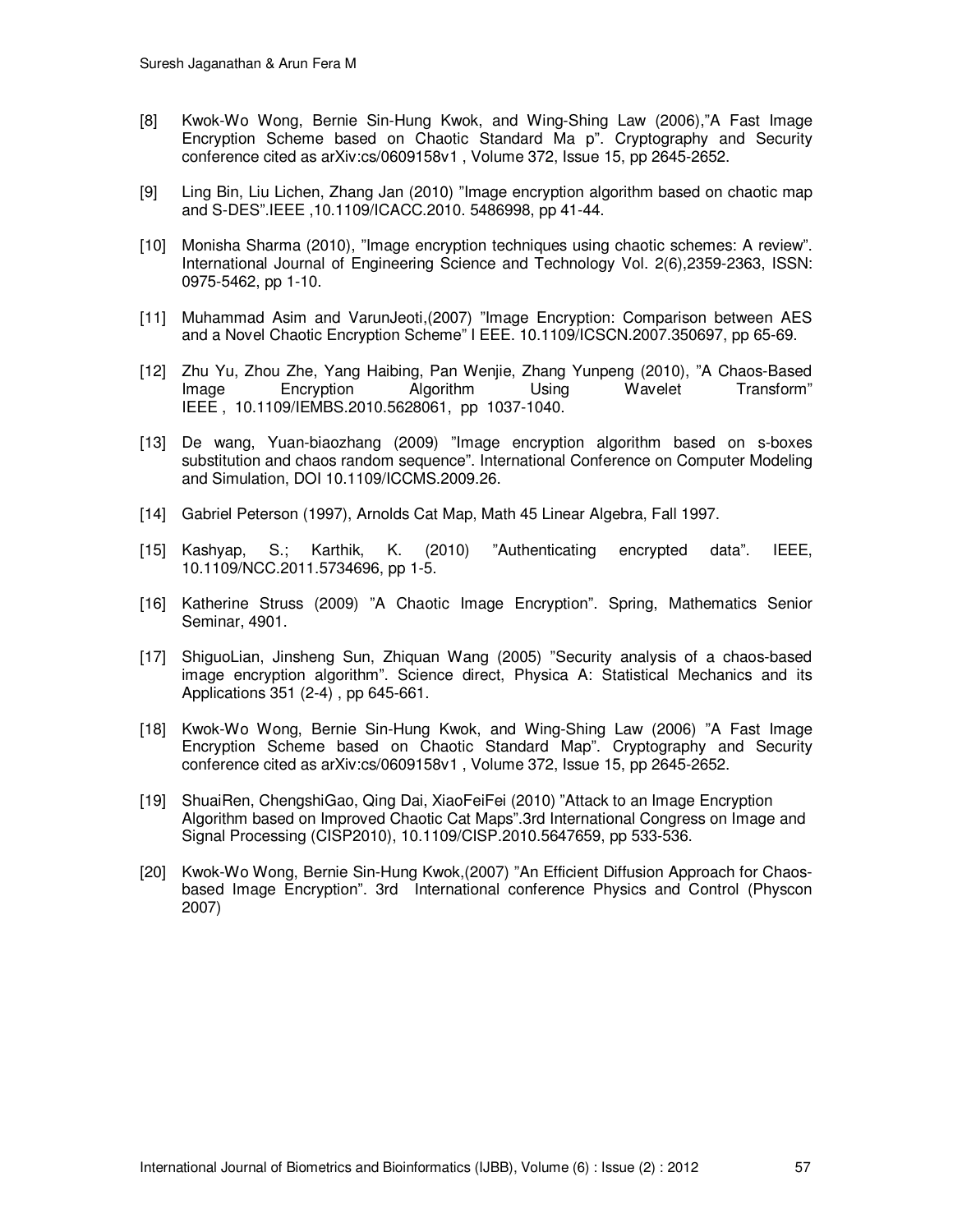[8] Kwok-Wo Wong, Bernie Sin-Hung Kwok, and Wing-Shing Law (2006),"A Fast Image Encryption Scheme based on Chaotic Standard Ma p". Cryptography and Security conference cited as arXiv:cs/0609158v1 , Volume 372, Issue 15, pp 2645-2652.

[9] Ling Bin, Liu Lichen, Zhang Jan (2010) "Image encryption algorithm based on chaotic map and S-DES".IEEE ,10.1109/ICACC.2010. 5486998, pp 41-44.

[10] Monisha Sharma (2010), "Image encryption techniques using chaotic schemes: A review". International Journal of Engineering Science and Technology Vol. 2(6),2359-2363, ISSN: 0975-5462, pp 1-10.

[11] Muhammad Asim and VarunJeoti,(2007) "Image Encryption: Comparison between AES and a Novel Chaotic Encryption Scheme" I EEE. 10.1109/ICSCN.2007.350697, pp 65-69.

[12] Zhu Yu, Zhou Zhe, Yang Haibing, Pan Wenjie, Zhang Yunpeng (2010), "A Chaos-Based Image Encryption Algorithm Using Wavelet Transform" IEEE , 10.1109/IEMBS.2010.5628061, pp 1037-1040.

[13] De wang, Yuan-biaozhang (2009) "Image encryption algorithm based on s-boxes substitution and chaos random sequence". International Conference on Computer Modeling and Simulation, DOI 10.1109/ICCMS.2009.26.

[14] Gabriel Peterson (1997), Arnolds Cat Map, Math 45 Linear Algebra, Fall 1997.

[15] Kashyap, S.; Karthik, K. (2010) "Authenticating encrypted data". IEEE, 10.1109/NCC.2011.5734696, pp 1-5.

[16] Katherine Struss (2009) "A Chaotic Image Encryption". Spring, Mathematics Senior Seminar, 4901.

[17] ShiguoLian, Jinsheng Sun, Zhiquan Wang (2005) "Security analysis of a chaos-based image encryption algorithm". Science direct, Physica A: Statistical Mechanics and its Applications 351 (2-4) , pp 645-661.

[18] Kwok-Wo Wong, Bernie Sin-Hung Kwok, and Wing-Shing Law (2006) "A Fast Image Encryption Scheme based on Chaotic Standard Map". Cryptography and Security conference cited as arXiv:cs/0609158v1 , Volume 372, Issue 15, pp 2645-2652.

[19] ShuaiRen, ChengshiGao, Qing Dai, XiaoFeiFei (2010) "Attack to an Image Encryption Algorithm based on Improved Chaotic Cat Maps".3rd International Congress on Image and Signal Processing (CISP2010), 10.1109/CISP.2010.5647659, pp 533-536.

[20] Kwok-Wo Wong, Bernie Sin-Hung Kwok,(2007) "An Efficient Diffusion Approach for Chaos-based Image Encryption". 3rd International conference Physics and Control (Physcon 2007)